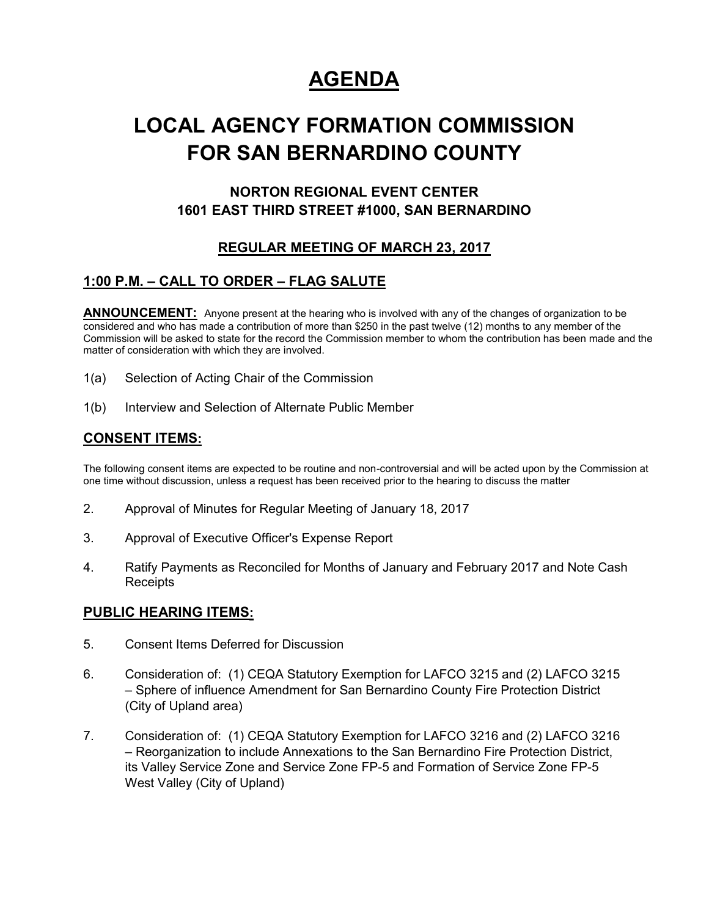# AGENDA

# LOCAL AGENCY FORMATION COMMISSION FOR SAN BERNARDINO COUNTY

### NORTON REGIONAL EVENT CENTER
### 1601 EAST THIRD STREET #1000, SAN BERNARDINO

### REGULAR MEETING OF MARCH 23, 2017

## 1:00 P.M. – CALL TO ORDER – FLAG SALUTE

**ANNOUNCEMENT:** Anyone present at the hearing who is involved with any of the changes of organization to be considered and who has made a contribution of more than $250 in the past twelve (12) months to any member of the Commission will be asked to state for the record the Commission member to whom the contribution has been made and the matter of consideration with which they are involved.

1(a) Selection of Acting Chair of the Commission

1(b) Interview and Selection of Alternate Public Member

## CONSENT ITEMS:

The following consent items are expected to be routine and non-controversial and will be acted upon by the Commission at one time without discussion, unless a request has been received prior to the hearing to discuss the matter

2. Approval of Minutes for Regular Meeting of January 18, 2017

3. Approval of Executive Officer's Expense Report

4. Ratify Payments as Reconciled for Months of January and February 2017 and Note Cash Receipts

## PUBLIC HEARING ITEMS:

5. Consent Items Deferred for Discussion

6. Consideration of: (1) CEQA Statutory Exemption for LAFCO 3215 and (2) LAFCO 3215 – Sphere of influence Amendment for San Bernardino County Fire Protection District (City of Upland area)

7. Consideration of: (1) CEQA Statutory Exemption for LAFCO 3216 and (2) LAFCO 3216 – Reorganization to include Annexations to the San Bernardino Fire Protection District, its Valley Service Zone and Service Zone FP-5 and Formation of Service Zone FP-5 West Valley (City of Upland)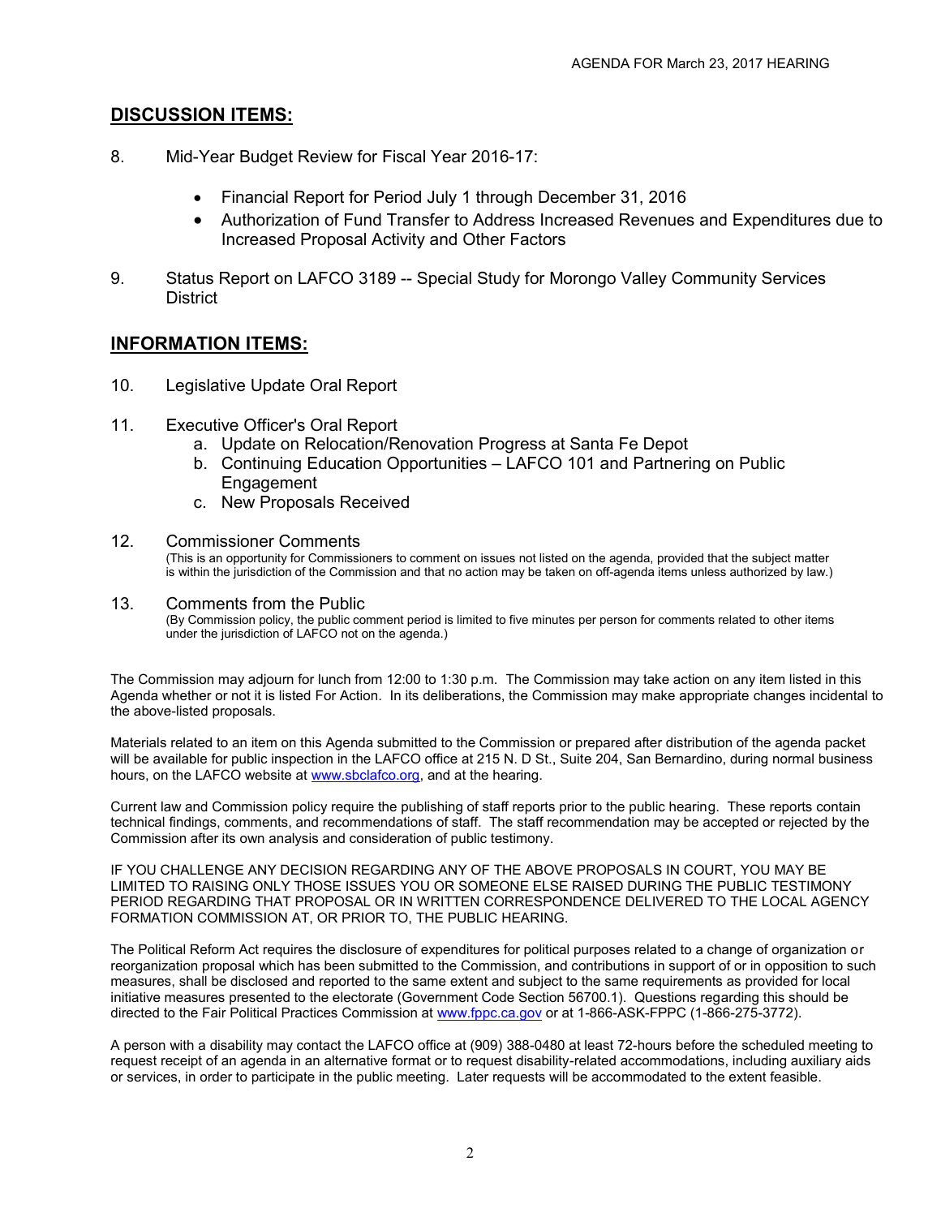## DISCUSSION ITEMS:

8. Mid-Year Budget Review for Fiscal Year 2016-17:

   - Financial Report for Period July 1 through December 31, 2016
   - Authorization of Fund Transfer to Address Increased Revenues and Expenditures due to Increased Proposal Activity and Other Factors

9. Status Report on LAFCO 3189 -- Special Study for Morongo Valley Community Services District

## INFORMATION ITEMS:

10. Legislative Update Oral Report

11. Executive Officer's Oral Report
    a. Update on Relocation/Renovation Progress at Santa Fe Depot
    b. Continuing Education Opportunities – LAFCO 101 and Partnering on Public Engagement
    c. New Proposals Received

12. Commissioner Comments
    (This is an opportunity for Commissioners to comment on issues not listed on the agenda, provided that the subject matter is within the jurisdiction of the Commission and that no action may be taken on off-agenda items unless authorized by law.)

13. Comments from the Public
    (By Commission policy, the public comment period is limited to five minutes per person for comments related to other items under the jurisdiction of LAFCO not on the agenda.)

The Commission may adjourn for lunch from 12:00 to 1:30 p.m. The Commission may take action on any item listed in this Agenda whether or not it is listed For Action. In its deliberations, the Commission may make appropriate changes incidental to the above-listed proposals.

Materials related to an item on this Agenda submitted to the Commission or prepared after distribution of the agenda packet will be available for public inspection in the LAFCO office at 215 N. D St., Suite 204, San Bernardino, during normal business hours, on the LAFCO website at www.sbclafco.org, and at the hearing.

Current law and Commission policy require the publishing of staff reports prior to the public hearing. These reports contain technical findings, comments, and recommendations of staff. The staff recommendation may be accepted or rejected by the Commission after its own analysis and consideration of public testimony.

IF YOU CHALLENGE ANY DECISION REGARDING ANY OF THE ABOVE PROPOSALS IN COURT, YOU MAY BE LIMITED TO RAISING ONLY THOSE ISSUES YOU OR SOMEONE ELSE RAISED DURING THE PUBLIC TESTIMONY PERIOD REGARDING THAT PROPOSAL OR IN WRITTEN CORRESPONDENCE DELIVERED TO THE LOCAL AGENCY FORMATION COMMISSION AT, OR PRIOR TO, THE PUBLIC HEARING.

The Political Reform Act requires the disclosure of expenditures for political purposes related to a change of organization or reorganization proposal which has been submitted to the Commission, and contributions in support of or in opposition to such measures, shall be disclosed and reported to the same extent and subject to the same requirements as provided for local initiative measures presented to the electorate (Government Code Section 56700.1). Questions regarding this should be directed to the Fair Political Practices Commission at www.fppc.ca.gov or at 1-866-ASK-FPPC (1-866-275-3772).

A person with a disability may contact the LAFCO office at (909) 388-0480 at least 72-hours before the scheduled meeting to request receipt of an agenda in an alternative format or to request disability-related accommodations, including auxiliary aids or services, in order to participate in the public meeting. Later requests will be accommodated to the extent feasible.